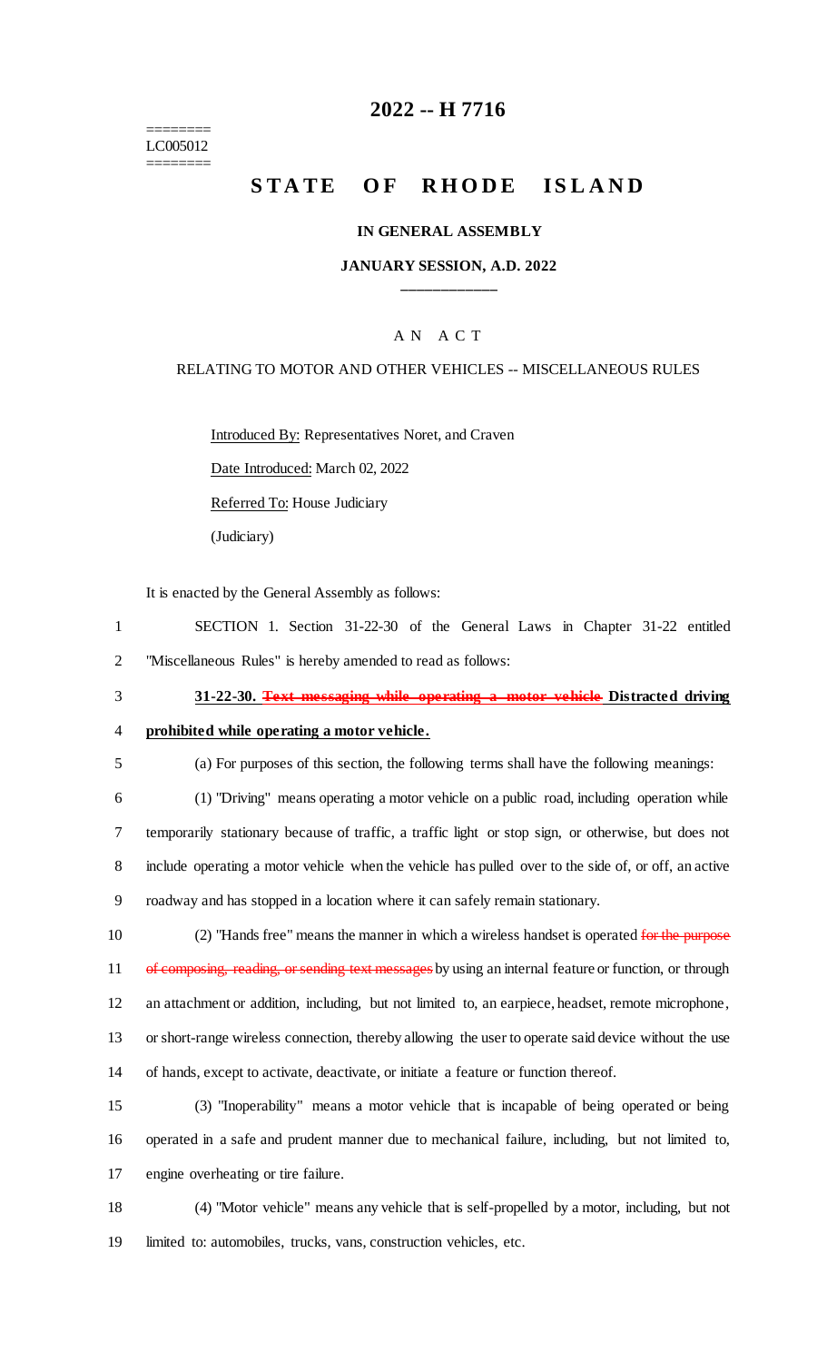========
LC005012
========

# 2022 -- H 7716

# STATE OF RHODE ISLAND

### IN GENERAL ASSEMBLY

### JANUARY SESSION, A.D. 2022

____________

A N A C T

RELATING TO MOTOR AND OTHER VEHICLES -- MISCELLANEOUS RULES

Introduced By: Representatives Noret, and Craven

Date Introduced: March 02, 2022

Referred To: House Judiciary

(Judiciary)

It is enacted by the General Assembly as follows:

1 SECTION 1. Section 31-22-30 of the General Laws in Chapter 31-22 entitled
2 "Miscellaneous Rules" is hereby amended to read as follows:

3 **31-22-30. ~~Text messaging while operating a motor vehicle~~ Distracted driving**
4 **prohibited while operating a motor vehicle.**

5 (a) For purposes of this section, the following terms shall have the following meanings:

6 (1) "Driving" means operating a motor vehicle on a public road, including operation while
7 temporarily stationary because of traffic, a traffic light or stop sign, or otherwise, but does not
8 include operating a motor vehicle when the vehicle has pulled over to the side of, or off, an active
9 roadway and has stopped in a location where it can safely remain stationary.

10 (2) "Hands free" means the manner in which a wireless handset is operated ~~for the purpose~~
11 ~~of composing, reading, or sending text messages~~ by using an internal feature or function, or through
12 an attachment or addition, including, but not limited to, an earpiece, headset, remote microphone,
13 or short-range wireless connection, thereby allowing the user to operate said device without the use
14 of hands, except to activate, deactivate, or initiate a feature or function thereof.

15 (3) "Inoperability" means a motor vehicle that is incapable of being operated or being
16 operated in a safe and prudent manner due to mechanical failure, including, but not limited to,
17 engine overheating or tire failure.

18 (4) "Motor vehicle" means any vehicle that is self-propelled by a motor, including, but not
19 limited to: automobiles, trucks, vans, construction vehicles, etc.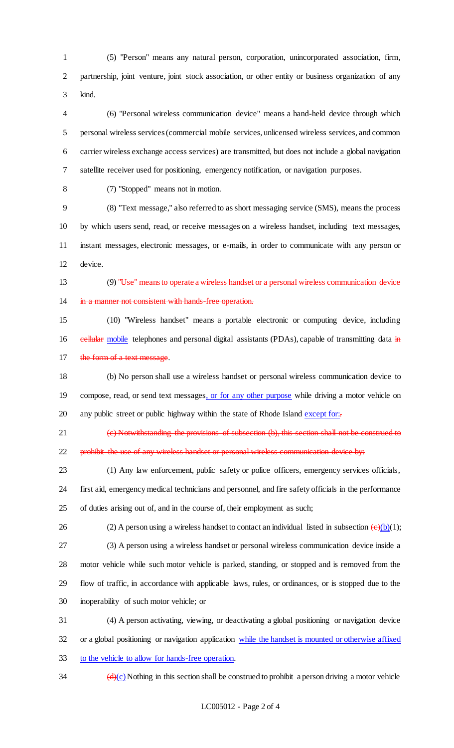(5) "Person" means any natural person, corporation, unincorporated association, firm, partnership, joint venture, joint stock association, or other entity or business organization of any kind.

(6) "Personal wireless communication device" means a hand-held device through which personal wireless services (commercial mobile services, unlicensed wireless services, and common carrier wireless exchange access services) are transmitted, but does not include a global navigation satellite receiver used for positioning, emergency notification, or navigation purposes.

(7) "Stopped" means not in motion.

(8) "Text message," also referred to as short messaging service (SMS), means the process by which users send, read, or receive messages on a wireless handset, including text messages, instant messages, electronic messages, or e-mails, in order to communicate with any person or device.

(9) ~~"Use" means to operate a wireless handset or a personal wireless communication device in a manner not consistent with hands-free operation.~~

(10) "Wireless handset" means a portable electronic or computing device, including ~~cellular~~ mobile telephones and personal digital assistants (PDAs), capable of transmitting data ~~in the form of a text message~~.

(b) No person shall use a wireless handset or personal wireless communication device to compose, read, or send text messages, or for any other purpose while driving a motor vehicle on any public street or public highway within the state of Rhode Island except for:~~.~~

~~(c) Notwithstanding the provisions of subsection (b), this section shall not be construed to prohibit the use of any wireless handset or personal wireless communication device by:~~

(1) Any law enforcement, public safety or police officers, emergency services officials, first aid, emergency medical technicians and personnel, and fire safety officials in the performance of duties arising out of, and in the course of, their employment as such;

(2) A person using a wireless handset to contact an individual listed in subsection ~~(c)~~(b)(1);

(3) A person using a wireless handset or personal wireless communication device inside a motor vehicle while such motor vehicle is parked, standing, or stopped and is removed from the flow of traffic, in accordance with applicable laws, rules, or ordinances, or is stopped due to the inoperability of such motor vehicle; or

(4) A person activating, viewing, or deactivating a global positioning or navigation device or a global positioning or navigation application while the handset is mounted or otherwise affixed to the vehicle to allow for hands-free operation.

~~(d)~~(c) Nothing in this section shall be construed to prohibit a person driving a motor vehicle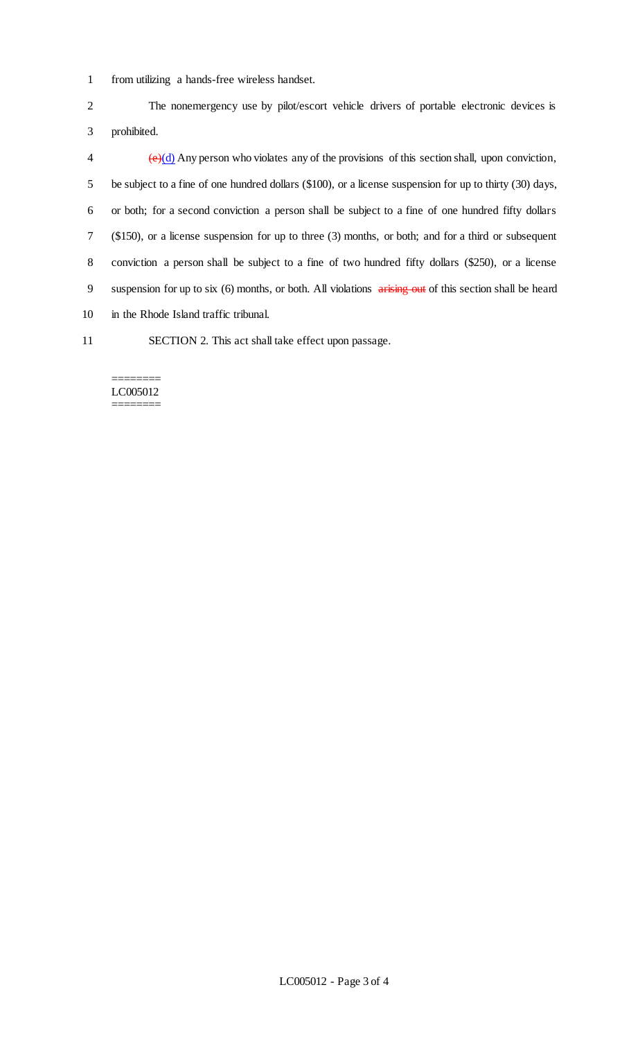from utilizing a hands-free wireless handset.

The nonemergency use by pilot/escort vehicle drivers of portable electronic devices is prohibited.

~~(e)~~(d) Any person who violates any of the provisions of this section shall, upon conviction, be subject to a fine of one hundred dollars ($100), or a license suspension for up to thirty (30) days, or both; for a second conviction a person shall be subject to a fine of one hundred fifty dollars ($150), or a license suspension for up to three (3) months, or both; and for a third or subsequent conviction a person shall be subject to a fine of two hundred fifty dollars ($250), or a license suspension for up to six (6) months, or both. All violations ~~arising out~~ of this section shall be heard in the Rhode Island traffic tribunal.

SECTION 2. This act shall take effect upon passage.

========
LC005012
========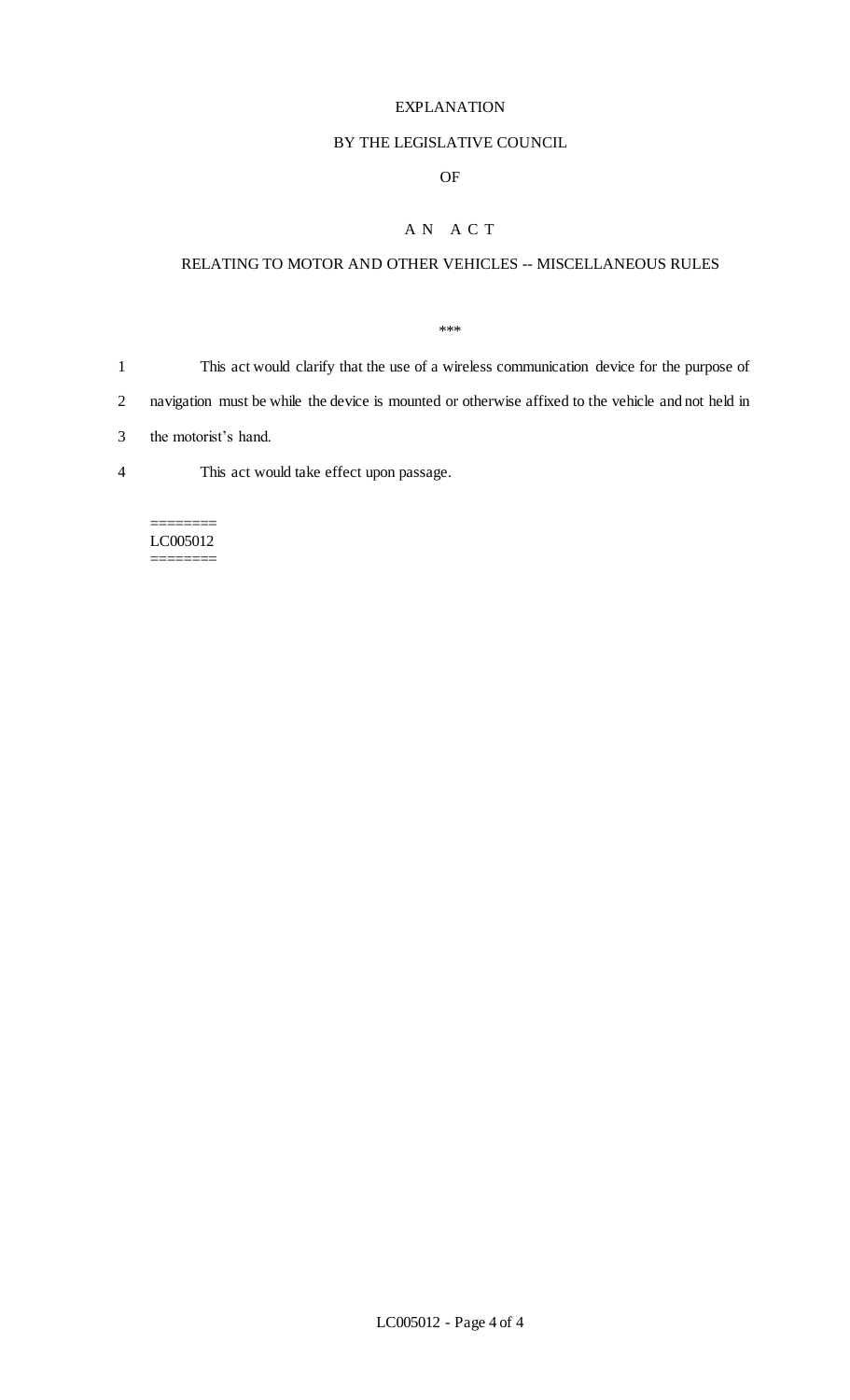EXPLANATION

BY THE LEGISLATIVE COUNCIL

OF

A N A C T

RELATING TO MOTOR AND OTHER VEHICLES -- MISCELLANEOUS RULES

\*\*\*

1 This act would clarify that the use of a wireless communication device for the purpose of
2 navigation must be while the device is mounted or otherwise affixed to the vehicle and not held in
3 the motorist's hand.
4 This act would take effect upon passage.

========
LC005012
========